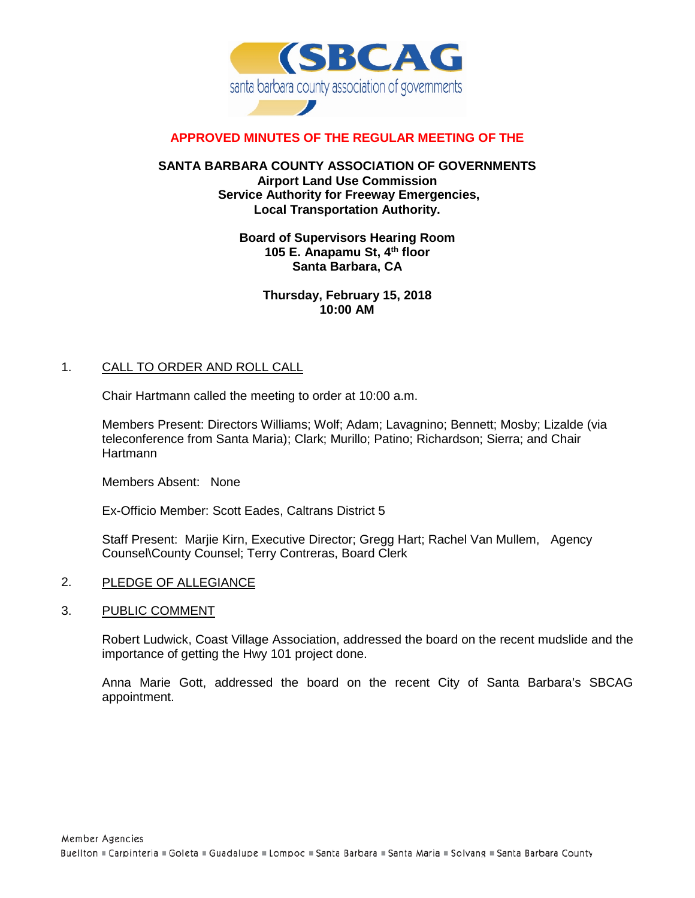SBCAG

santa barbara county association of governments

# APPROVED MINUTES OF THE REGULAR MEETING OF THE

**SANTA BARBARA COUNTY ASSOCIATION OF GOVERNMENTS**
**Airport Land Use Commission**
**Service Authority for Freeway Emergencies,**
**Local Transportation Authority.**

**Board of Supervisors Hearing Room**
**105 E. Anapamu St, 4th floor**
**Santa Barbara, CA**

**Thursday, February 15, 2018**
**10:00 AM**

1. CALL TO ORDER AND ROLL CALL

   Chair Hartmann called the meeting to order at 10:00 a.m.

   Members Present: Directors Williams; Wolf; Adam; Lavagnino; Bennett; Mosby; Lizalde (via teleconference from Santa Maria); Clark; Murillo; Patino; Richardson; Sierra; and Chair Hartmann

   Members Absent: None

   Ex-Officio Member: Scott Eades, Caltrans District 5

   Staff Present: Marjie Kirn, Executive Director; Gregg Hart; Rachel Van Mullem, Agency Counsel\County Counsel; Terry Contreras, Board Clerk

2. PLEDGE OF ALLEGIANCE

3. PUBLIC COMMENT

   Robert Ludwick, Coast Village Association, addressed the board on the recent mudslide and the importance of getting the Hwy 101 project done.

   Anna Marie Gott, addressed the board on the recent City of Santa Barbara's SBCAG appointment.

Member Agencies
Buellton ▪ Carpinteria ▪ Goleta ▪ Guadalupe ▪ Lompoc ▪ Santa Barbara ▪ Santa Maria ▪ Solvang ▪ Santa Barbara County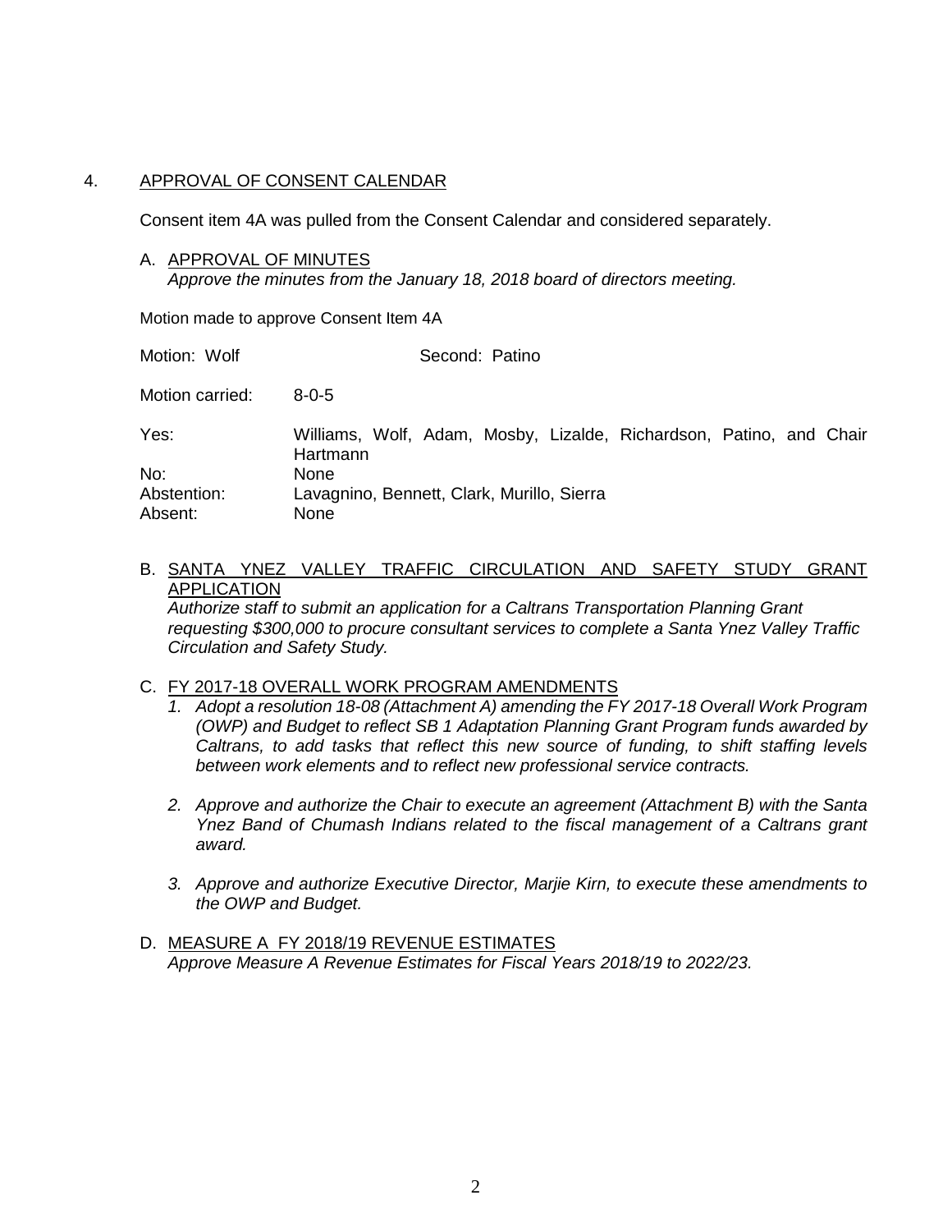## 4. APPROVAL OF CONSENT CALENDAR

Consent item 4A was pulled from the Consent Calendar and considered separately.

A. APPROVAL OF MINUTES
*Approve the minutes from the January 18, 2018 board of directors meeting.*

Motion made to approve Consent Item 4A

Motion: Wolf    Second: Patino

Motion carried: 8-0-5

Yes: Williams, Wolf, Adam, Mosby, Lizalde, Richardson, Patino, and Chair Hartmann
No: None
Abstention: Lavagnino, Bennett, Clark, Murillo, Sierra
Absent: None

B. SANTA YNEZ VALLEY TRAFFIC CIRCULATION AND SAFETY STUDY GRANT APPLICATION
*Authorize staff to submit an application for a Caltrans Transportation Planning Grant requesting $300,000 to procure consultant services to complete a Santa Ynez Valley Traffic Circulation and Safety Study.*

C. FY 2017-18 OVERALL WORK PROGRAM AMENDMENTS

1. *Adopt a resolution 18-08 (Attachment A) amending the FY 2017-18 Overall Work Program (OWP) and Budget to reflect SB 1 Adaptation Planning Grant Program funds awarded by Caltrans, to add tasks that reflect this new source of funding, to shift staffing levels between work elements and to reflect new professional service contracts.*
2. *Approve and authorize the Chair to execute an agreement (Attachment B) with the Santa Ynez Band of Chumash Indians related to the fiscal management of a Caltrans grant award.*
3. *Approve and authorize Executive Director, Marjie Kirn, to execute these amendments to the OWP and Budget.*

D. MEASURE A FY 2018/19 REVENUE ESTIMATES
*Approve Measure A Revenue Estimates for Fiscal Years 2018/19 to 2022/23.*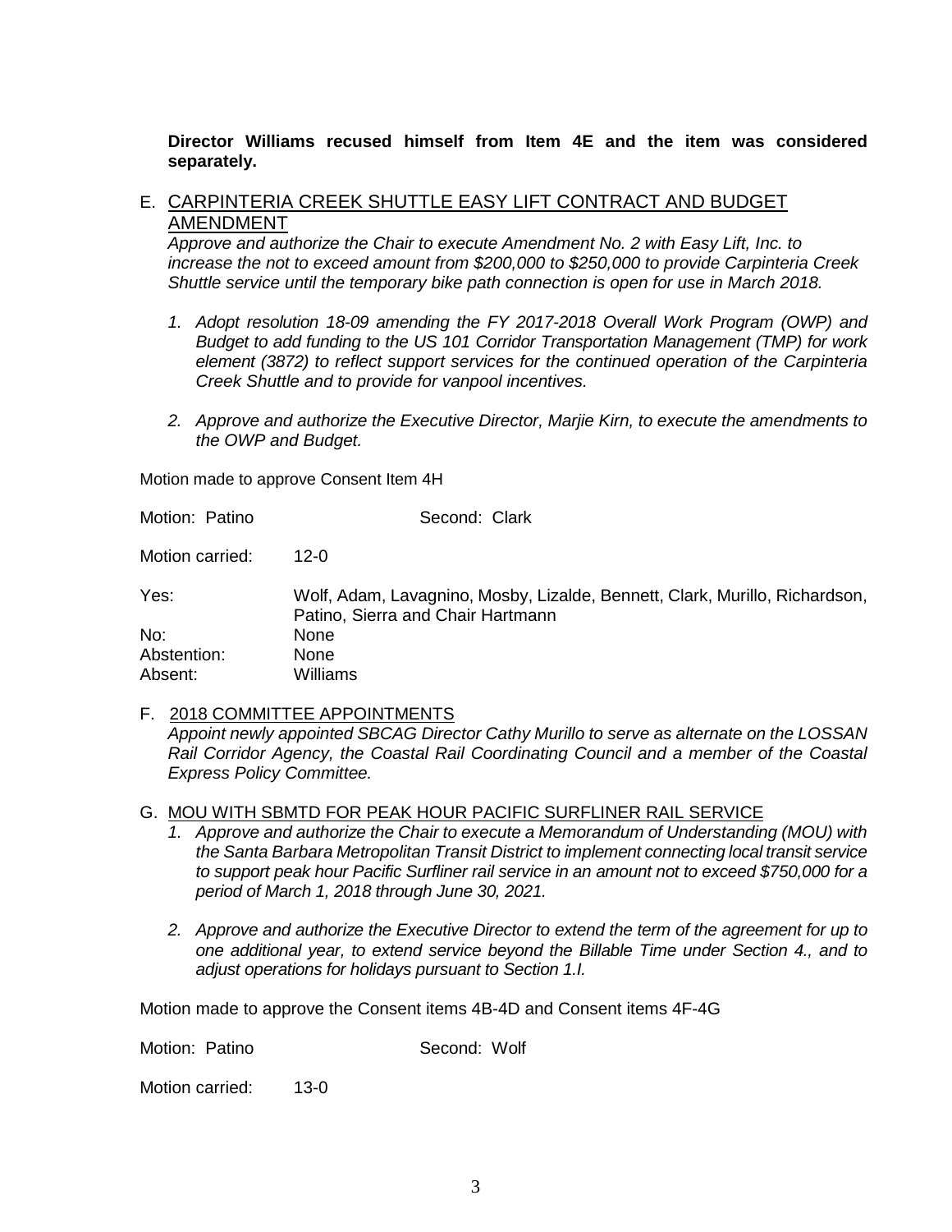**Director Williams recused himself from Item 4E and the item was considered separately.**

E. CARPINTERIA CREEK SHUTTLE EASY LIFT CONTRACT AND BUDGET AMENDMENT

*Approve and authorize the Chair to execute Amendment No. 2 with Easy Lift, Inc. to increase the not to exceed amount from $200,000 to $250,000 to provide Carpinteria Creek Shuttle service until the temporary bike path connection is open for use in March 2018.*

1. *Adopt resolution 18-09 amending the FY 2017-2018 Overall Work Program (OWP) and Budget to add funding to the US 101 Corridor Transportation Management (TMP) for work element (3872) to reflect support services for the continued operation of the Carpinteria Creek Shuttle and to provide for vanpool incentives.*
2. *Approve and authorize the Executive Director, Marjie Kirn, to execute the amendments to the OWP and Budget.*

Motion made to approve Consent Item 4H

Motion: Patino    Second: Clark

Motion carried: 12-0

Yes: Wolf, Adam, Lavagnino, Mosby, Lizalde, Bennett, Clark, Murillo, Richardson, Patino, Sierra and Chair Hartmann
No: None
Abstention: None
Absent: Williams

F. 2018 COMMITTEE APPOINTMENTS

*Appoint newly appointed SBCAG Director Cathy Murillo to serve as alternate on the LOSSAN Rail Corridor Agency, the Coastal Rail Coordinating Council and a member of the Coastal Express Policy Committee.*

G. MOU WITH SBMTD FOR PEAK HOUR PACIFIC SURFLINER RAIL SERVICE

1. *Approve and authorize the Chair to execute a Memorandum of Understanding (MOU) with the Santa Barbara Metropolitan Transit District to implement connecting local transit service to support peak hour Pacific Surfliner rail service in an amount not to exceed $750,000 for a period of March 1, 2018 through June 30, 2021.*
2. *Approve and authorize the Executive Director to extend the term of the agreement for up to one additional year, to extend service beyond the Billable Time under Section 4., and to adjust operations for holidays pursuant to Section 1.I.*

Motion made to approve the Consent items 4B-4D and Consent items 4F-4G

Motion: Patino    Second: Wolf

Motion carried: 13-0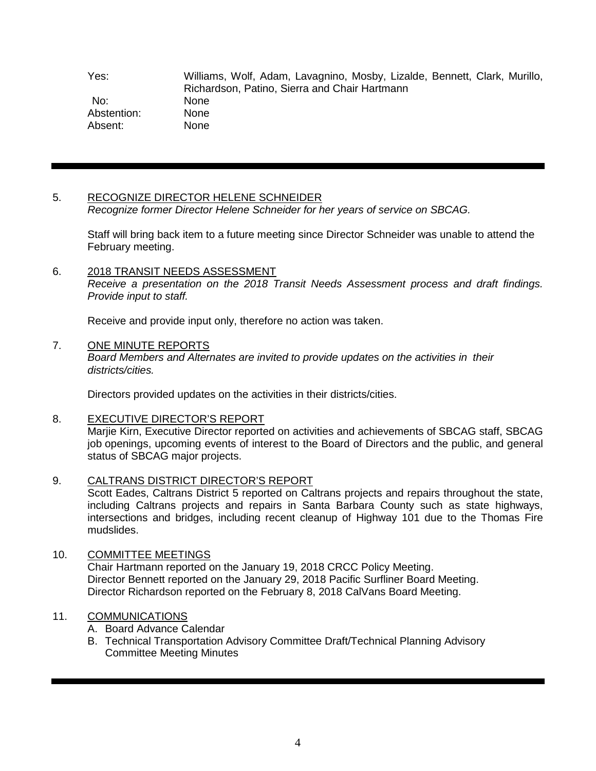| | |
|---|---|
| Yes: | Williams, Wolf, Adam, Lavagnino, Mosby, Lizalde, Bennett, Clark, Murillo, Richardson, Patino, Sierra and Chair Hartmann |
| No: | None |
| Abstention: | None |
| Absent: | None |

---

5. <u>RECOGNIZE DIRECTOR HELENE SCHNEIDER</u>
   *Recognize former Director Helene Schneider for her years of service on SBCAG.*

   Staff will bring back item to a future meeting since Director Schneider was unable to attend the February meeting.

6. <u>2018 TRANSIT NEEDS ASSESSMENT</u>
   *Receive a presentation on the 2018 Transit Needs Assessment process and draft findings. Provide input to staff.*

   Receive and provide input only, therefore no action was taken.

7. <u>ONE MINUTE REPORTS</u>
   *Board Members and Alternates are invited to provide updates on the activities in their districts/cities.*

   Directors provided updates on the activities in their districts/cities.

8. <u>EXECUTIVE DIRECTOR'S REPORT</u>
   Marjie Kirn, Executive Director reported on activities and achievements of SBCAG staff, SBCAG job openings, upcoming events of interest to the Board of Directors and the public, and general status of SBCAG major projects.

9. <u>CALTRANS DISTRICT DIRECTOR'S REPORT</u>
   Scott Eades, Caltrans District 5 reported on Caltrans projects and repairs throughout the state, including Caltrans projects and repairs in Santa Barbara County such as state highways, intersections and bridges, including recent cleanup of Highway 101 due to the Thomas Fire mudslides.

10. <u>COMMITTEE MEETINGS</u>
    Chair Hartmann reported on the January 19, 2018 CRCC Policy Meeting.
    Director Bennett reported on the January 29, 2018 Pacific Surfliner Board Meeting.
    Director Richardson reported on the February 8, 2018 CalVans Board Meeting.

11. <u>COMMUNICATIONS</u>
    A. Board Advance Calendar
    B. Technical Transportation Advisory Committee Draft/Technical Planning Advisory Committee Meeting Minutes

---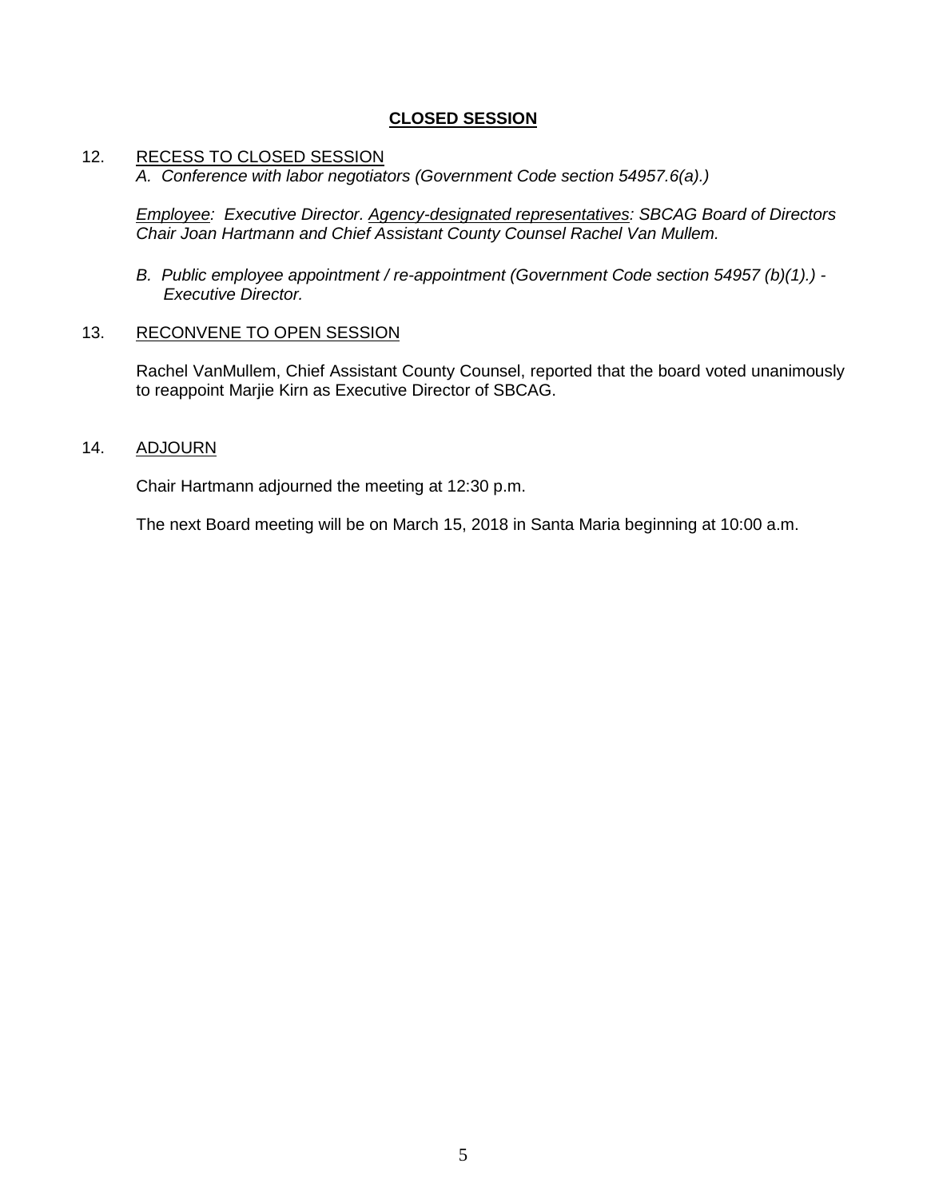## CLOSED SESSION

12. RECESS TO CLOSED SESSION

    *A. Conference with labor negotiators (Government Code section 54957.6(a).)*

    *Employee: Executive Director. Agency-designated representatives: SBCAG Board of Directors Chair Joan Hartmann and Chief Assistant County Counsel Rachel Van Mullem.*

    *B. Public employee appointment / re-appointment (Government Code section 54957 (b)(1).) - Executive Director.*

13. RECONVENE TO OPEN SESSION

    Rachel VanMullem, Chief Assistant County Counsel, reported that the board voted unanimously to reappoint Marjie Kirn as Executive Director of SBCAG.

14. ADJOURN

    Chair Hartmann adjourned the meeting at 12:30 p.m.

    The next Board meeting will be on March 15, 2018 in Santa Maria beginning at 10:00 a.m.